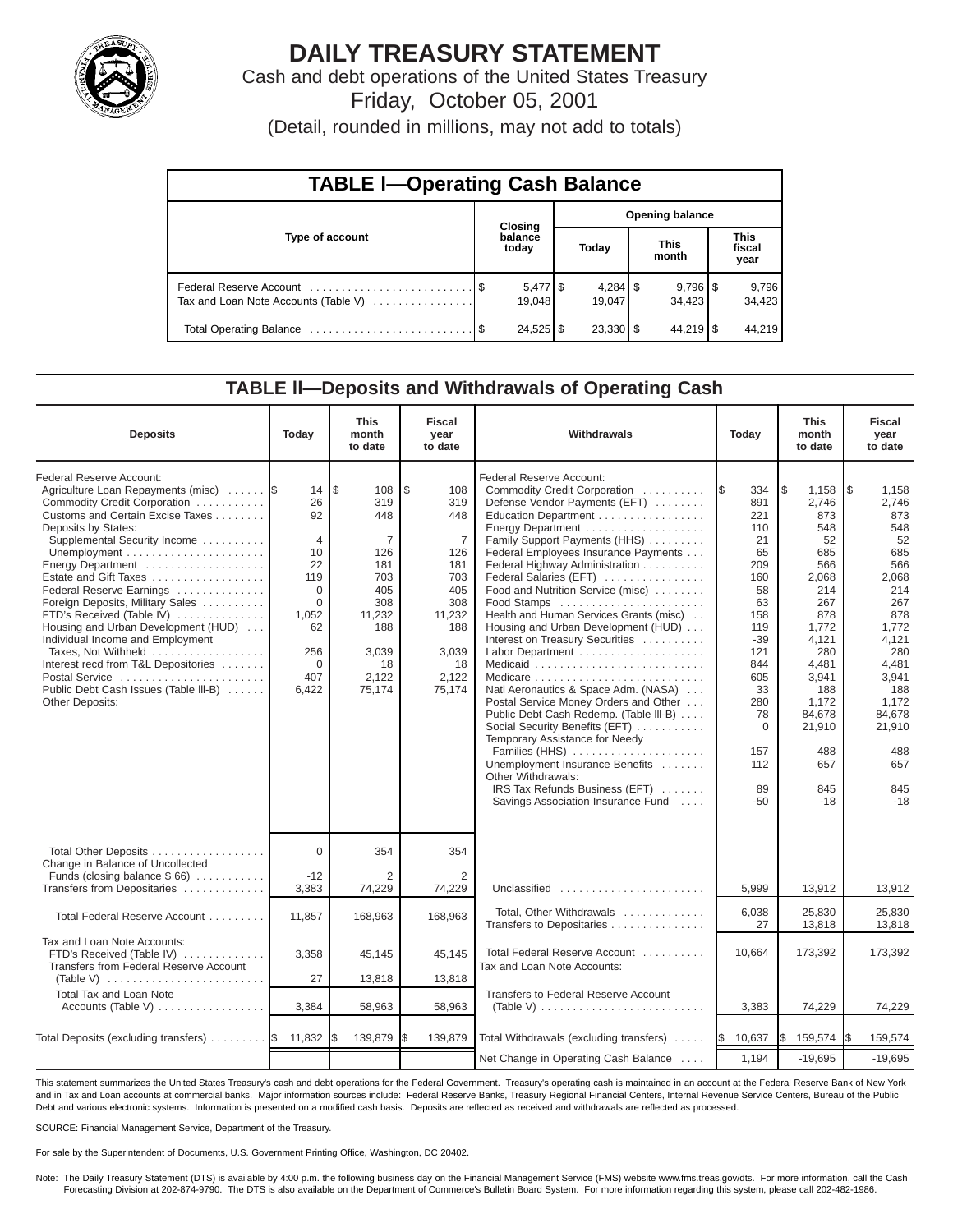# DAILY TREASURY STATEMENT

Cash and debt operations of the United States Treasury

Friday, October 05, 2001

(Detail, rounded in millions, may not add to totals)

## TABLE I—Operating Cash Balance

| Type of account | Closing balance today | Opening balance Today | Opening balance This month | Opening balance This fiscal year |
|---|---|---|---|---|
| Federal Reserve Account | $ 5,477 | $ 4,284 | $ 9,796 | $ 9,796 |
| Tax and Loan Note Accounts (Table V) | 19,048 | 19,047 | 34,423 | 34,423 |
| Total Operating Balance | $ 24,525 | $ 23,330 | $ 44,219 | $ 44,219 |

## TABLE II—Deposits and Withdrawals of Operating Cash

| Deposits | Today | This month to date | Fiscal year to date |
|---|---|---|---|
| Federal Reserve Account: | | | |
| Agriculture Loan Repayments (misc) | $ 14 | $ 108 | $ 108 |
| Commodity Credit Corporation | 26 | 319 | 319 |
| Customs and Certain Excise Taxes | 92 | 448 | 448 |
| Deposits by States: | | | |
| Supplemental Security Income | 4 | 7 | 7 |
| Unemployment | 10 | 126 | 126 |
| Energy Department | 22 | 181 | 181 |
| Estate and Gift Taxes | 119 | 703 | 703 |
| Federal Reserve Earnings | 0 | 405 | 405 |
| Foreign Deposits, Military Sales | 0 | 308 | 308 |
| FTD's Received (Table IV) | 1,052 | 11,232 | 11,232 |
| Housing and Urban Development (HUD) | 62 | 188 | 188 |
| Individual Income and Employment Taxes, Not Withheld | 256 | 3,039 | 3,039 |
| Interest recd from T&L Depositories | 0 | 18 | 18 |
| Postal Service | 407 | 2,122 | 2,122 |
| Public Debt Cash Issues (Table III-B) | 6,422 | 75,174 | 75,174 |
| Other Deposits: | | | |
| Total Other Deposits | 0 | 354 | 354 |
| Change in Balance of Uncollected Funds (closing balance $ 66) | -12 | 2 | 2 |
| Transfers from Depositaries | 3,383 | 74,229 | 74,229 |
| Total Federal Reserve Account | 11,857 | 168,963 | 168,963 |
| Tax and Loan Note Accounts: | | | |
| FTD's Received (Table IV) | 3,358 | 45,145 | 45,145 |
| Transfers from Federal Reserve Account (Table V) | 27 | 13,818 | 13,818 |
| Total Tax and Loan Note Accounts (Table V) | 3,384 | 58,963 | 58,963 |
| Total Deposits (excluding transfers) | $ 11,832 | $ 139,879 | $ 139,879 |

| Withdrawals | Today | This month to date | Fiscal year to date |
|---|---|---|---|
| Federal Reserve Account: | | | |
| Commodity Credit Corporation | $ 334 | $ 1,158 | $ 1,158 |
| Defense Vendor Payments (EFT) | 891 | 2,746 | 2,746 |
| Education Department | 221 | 873 | 873 |
| Energy Department | 110 | 548 | 548 |
| Family Support Payments (HHS) | 21 | 52 | 52 |
| Federal Employees Insurance Payments | 65 | 685 | 685 |
| Federal Highway Administration | 209 | 566 | 566 |
| Federal Salaries (EFT) | 160 | 2,068 | 2,068 |
| Food and Nutrition Service (misc) | 58 | 214 | 214 |
| Food Stamps | 63 | 267 | 267 |
| Health and Human Services Grants (misc) | 158 | 878 | 878 |
| Housing and Urban Development (HUD) | 119 | 1,772 | 1,772 |
| Interest on Treasury Securities | -39 | 4,121 | 4,121 |
| Labor Department | 121 | 280 | 280 |
| Medicaid | 844 | 4,481 | 4,481 |
| Medicare | 605 | 3,941 | 3,941 |
| Natl Aeronautics & Space Adm. (NASA) | 33 | 188 | 188 |
| Postal Service Money Orders and Other | 280 | 1,172 | 1,172 |
| Public Debt Cash Redemp. (Table III-B) | 78 | 84,678 | 84,678 |
| Social Security Benefits (EFT) | 0 | 21,910 | 21,910 |
| Temporary Assistance for Needy Families (HHS) | 157 | 488 | 488 |
| Unemployment Insurance Benefits | 112 | 657 | 657 |
| Other Withdrawals: | | | |
| IRS Tax Refunds Business (EFT) | 89 | 845 | 845 |
| Savings Association Insurance Fund | -50 | -18 | -18 |
| Unclassified | 5,999 | 13,912 | 13,912 |
| Total, Other Withdrawals | 6,038 | 25,830 | 25,830 |
| Transfers to Depositaries | 27 | 13,818 | 13,818 |
| Total Federal Reserve Account | 10,664 | 173,392 | 173,392 |
| Tax and Loan Note Accounts: | | | |
| Transfers to Federal Reserve Account (Table V) | 3,383 | 74,229 | 74,229 |
| Total Withdrawals (excluding transfers) | $ 10,637 | $ 159,574 | $ 159,574 |
| Net Change in Operating Cash Balance | 1,194 | -19,695 | -19,695 |

This statement summarizes the United States Treasury's cash and debt operations for the Federal Government. Treasury's operating cash is maintained in an account at the Federal Reserve Bank of New York and in Tax and Loan accounts at commercial banks. Major information sources include: Federal Reserve Banks, Treasury Regional Financial Centers, Internal Revenue Service Centers, Bureau of the Public Debt and various electronic systems. Information is presented on a modified cash basis. Deposits are reflected as received and withdrawals are reflected as processed.

SOURCE: Financial Management Service, Department of the Treasury.

For sale by the Superintendent of Documents, U.S. Government Printing Office, Washington, DC 20402.

Note: The Daily Treasury Statement (DTS) is available by 4:00 p.m. the following business day on the Financial Management Service (FMS) website www.fms.treas.gov/dts. For more information, call the Cash Forecasting Division at 202-874-9790. The DTS is also available on the Department of Commerce's Bulletin Board System. For more information regarding this system, please call 202-482-1986.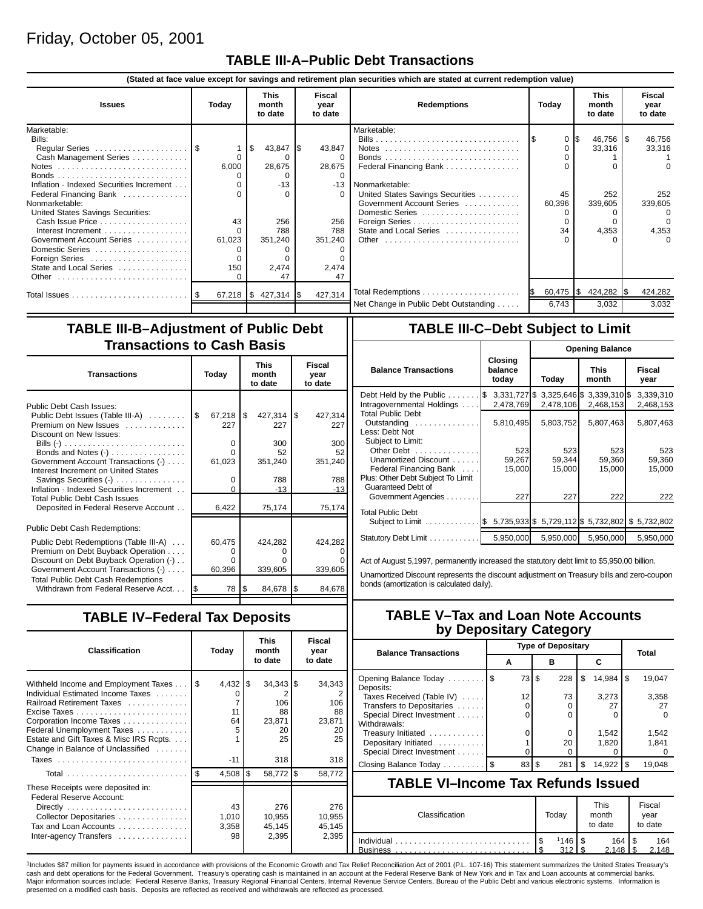Friday, October 05, 2001

## TABLE III-A–Public Debt Transactions

(Stated at face value except for savings and retirement plan securities which are stated at current redemption value)

| Issues | Today | This month to date | Fiscal year to date | Redemptions | Today | This month to date | Fiscal year to date |
|---|---|---|---|---|---|---|---|
| Marketable: | | | | Marketable: | | | |
| Bills: | | | | Bills | $ 0 | $ 46,756 | $ 46,756 |
| Regular Series | $ 1 | $ 43,847 | $ 43,847 | Notes | 0 | 33,316 | 33,316 |
| Cash Management Series | 0 | 0 | 0 | Bonds | 0 | 1 | 1 |
| Notes | 6,000 | 28,675 | 28,675 | Federal Financing Bank | 0 | 0 | 0 |
| Bonds | 0 | 0 | 0 | | | | |
| Inflation - Indexed Securities Increment | 0 | -13 | -13 | Nonmarketable: | | | |
| Federal Financing Bank | 0 | 0 | 0 | United States Savings Securities | 45 | 252 | 252 |
| Nonmarketable: | | | | Government Account Series | 60,396 | 339,605 | 339,605 |
| United States Savings Securities: | | | | Domestic Series | 0 | 0 | 0 |
| Cash Issue Price | 43 | 256 | 256 | Foreign Series | 0 | 0 | 0 |
| Interest Increment | 0 | 788 | 788 | State and Local Series | 34 | 4,353 | 4,353 |
| Government Account Series | 61,023 | 351,240 | 351,240 | Other | 0 | 0 | 0 |
| Domestic Series | 0 | 0 | 0 | | | | |
| Foreign Series | 0 | 0 | 0 | | | | |
| State and Local Series | 150 | 2,474 | 2,474 | | | | |
| Other | 0 | 47 | 47 | | | | |
| Total Issues | $ 67,218 | $ 427,314 | $ 427,314 | Total Redemptions | $ 60,475 | $ 424,282 | $ 424,282 |
| | | | | Net Change in Public Debt Outstanding | 6,743 | 3,032 | 3,032 |

## TABLE III-B–Adjustment of Public Debt Transactions to Cash Basis

| Transactions | Today | This month to date | Fiscal year to date |
|---|---|---|---|
| Public Debt Cash Issues: | | | |
| Public Debt Issues (Table III-A) | $ 67,218 | $ 427,314 | $ 427,314 |
| Premium on New Issues | 227 | 227 | 227 |
| Discount on New Issues: | | | |
| Bills (-) | 0 | 300 | 300 |
| Bonds and Notes (-) | 0 | 52 | 52 |
| Government Account Transactions (-) | 61,023 | 351,240 | 351,240 |
| Interest Increment on United States Savings Securities (-) | 0 | 788 | 788 |
| Inflation - Indexed Securities Increment | 0 | -13 | -13 |
| Total Public Debt Cash Issues Deposited in Federal Reserve Account | 6,422 | 75,174 | 75,174 |
| Public Debt Cash Redemptions: | | | |
| Public Debt Redemptions (Table III-A) | 60,475 | 424,282 | 424,282 |
| Premium on Debt Buyback Operation | 0 | 0 | 0 |
| Discount on Debt Buyback Operation (-) | 0 | 0 | 0 |
| Government Account Transactions (-) | 60,396 | 339,605 | 339,605 |
| Total Public Debt Cash Redemptions Withdrawn from Federal Reserve Acct. | $ 78 | $ 84,678 | $ 84,678 |

## TABLE III-C–Debt Subject to Limit

| Balance Transactions | Closing balance today | Opening Balance Today | Opening Balance This month | Opening Balance Fiscal year |
|---|---|---|---|---|
| Debt Held by the Public | $ 3,331,727 | $ 3,325,646 | $ 3,339,310 | $ 3,339,310 |
| Intragovernmental Holdings | 2,478,769 | 2,478,106 | 2,468,153 | 2,468,153 |
| Total Public Debt Outstanding | 5,810,495 | 5,803,752 | 5,807,463 | 5,807,463 |
| Less: Debt Not Subject to Limit: | | | | |
| Other Debt | 523 | 523 | 523 | 523 |
| Unamortized Discount | 59,267 | 59,344 | 59,360 | 59,360 |
| Federal Financing Bank | 15,000 | 15,000 | 15,000 | 15,000 |
| Plus: Other Debt Subject To Limit Guaranteed Debt of Government Agencies | 227 | 227 | 222 | 222 |
| Total Public Debt Subject to Limit | $ 5,735,933 | $ 5,729,112 | $ 5,732,802 | $ 5,732,802 |
| Statutory Debt Limit | 5,950,000 | 5,950,000 | 5,950,000 | 5,950,000 |

Act of August 5,1997, permanently increased the statutory debt limit to $5,950.00 billion.

Unamortized Discount represents the discount adjustment on Treasury bills and zero-coupon bonds (amortization is calculated daily).

## TABLE IV–Federal Tax Deposits

| Classification | Today | This month to date | Fiscal year to date |
|---|---|---|---|
| Withheld Income and Employment Taxes | $ 4,432 | $ 34,343 | $ 34,343 |
| Individual Estimated Income Taxes | 0 | 2 | 2 |
| Railroad Retirement Taxes | 7 | 106 | 106 |
| Excise Taxes | 11 | 88 | 88 |
| Corporation Income Taxes | 64 | 23,871 | 23,871 |
| Federal Unemployment Taxes | 5 | 20 | 20 |
| Estate and Gift Taxes & Misc IRS Rcpts. | 1 | 25 | 25 |
| Change in Balance of Unclassified Taxes | -11 | 318 | 318 |
| Total | $ 4,508 | $ 58,772 | $ 58,772 |
| These Receipts were deposited in: | | | |
| Federal Reserve Account: | | | |
| Directly | 43 | 276 | 276 |
| Collector Depositaries | 1,010 | 10,955 | 10,955 |
| Tax and Loan Accounts | 3,358 | 45,145 | 45,145 |
| Inter-agency Transfers | 98 | 2,395 | 2,395 |

## TABLE V–Tax and Loan Note Accounts by Depositary Category

| Balance Transactions | Type of Depositary A | B | C | Total |
|---|---|---|---|---|
| Opening Balance Today | $ 73 | $ 228 | $ 14,984 | $ 19,047 |
| Deposits: | | | | |
| Taxes Received (Table IV) | 12 | 73 | 3,273 | 3,358 |
| Transfers to Depositaries | 0 | 0 | 27 | 27 |
| Special Direct Investment | 0 | 0 | 0 | 0 |
| Withdrawals: | | | | |
| Treasury Initiated | 0 | 0 | 1,542 | 1,542 |
| Depositary Initiated | 1 | 20 | 1,820 | 1,841 |
| Special Direct Investment | 0 | 0 | 0 | 0 |
| Closing Balance Today | $ 83 | $ 281 | $ 14,922 | $ 19,048 |

## TABLE VI–Income Tax Refunds Issued

| Classification | Today | This month to date | Fiscal year to date |
|---|---|---|---|
| Individual | $ [1]146 | $ 164 | $ 164 |
| Business | $ 312 | $ 2,148 | $ 2,148 |

[1]Includes $87 million for payments issued in accordance with provisions of the Economic Growth and Tax Relief Reconciliation Act of 2001 (P.L. 107-16) This statement summarizes the United States Treasury's cash and debt operations for the Federal Government. Treasury's operating cash is maintained in an account at the Federal Reserve Bank of New York and in Tax and Loan accounts at commercial banks. Major information sources include: Federal Reserve Banks, Treasury Regional Financial Centers, Internal Revenue Service Centers, Bureau of the Public Debt and various electronic systems. Information is presented on a modified cash basis. Deposits are reflected as received and withdrawals are reflected as processed.